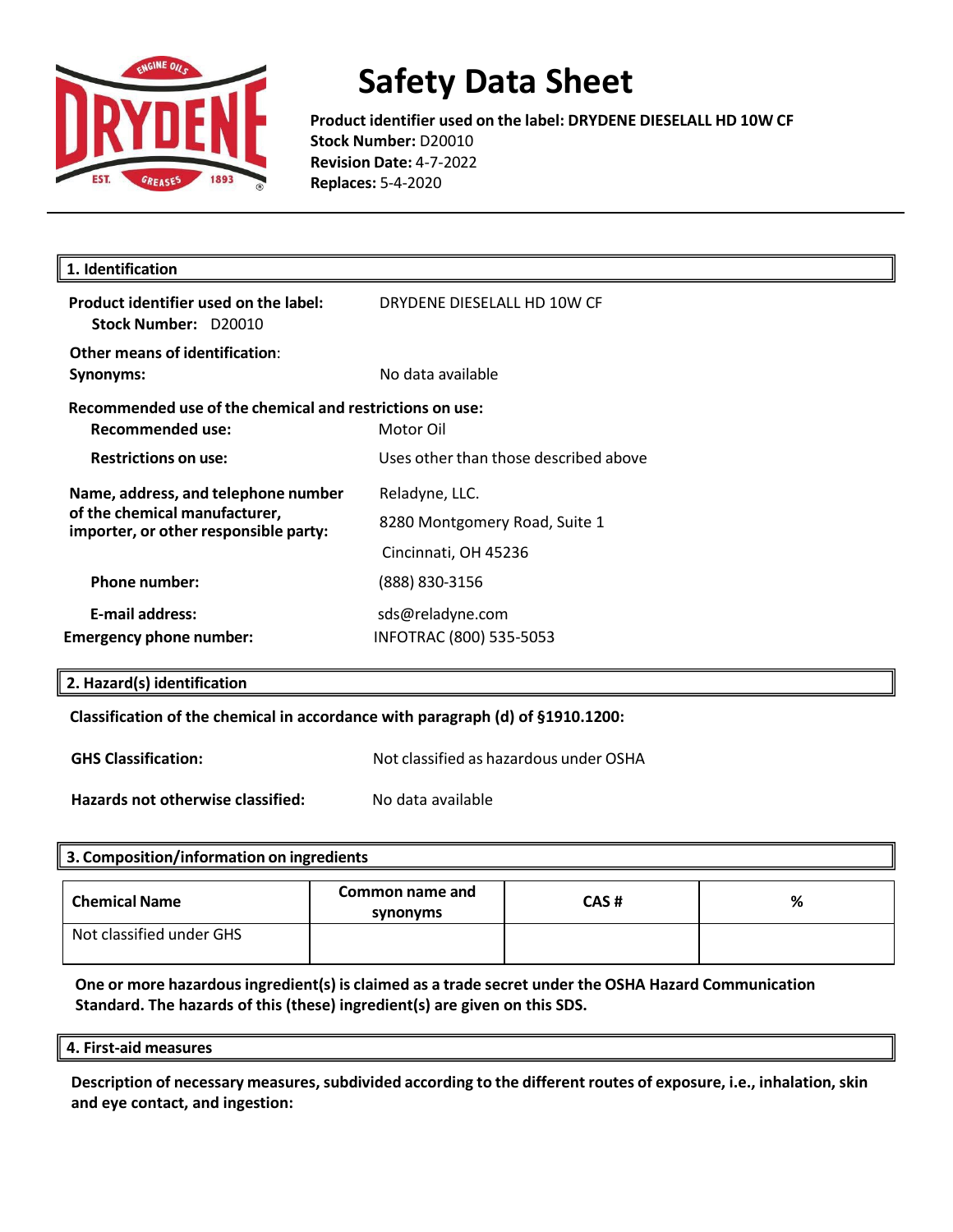# Safety Data Sheet

**Product identifier used on the label: DRYDENE DIESELALL HD 10W CF**
**Stock Number:** D20010
**Revision Date:** 4-7-2022
**Replaces:** 5-4-2020

## 1. Identification

**Product identifier used on the label:** DRYDENE DIESELALL HD 10W CF
**Stock Number:** D20010

**Other means of identification:**
**Synonyms:** No data available

**Recommended use of the chemical and restrictions on use:**
**Recommended use:** Motor Oil
**Restrictions on use:** Uses other than those described above

**Name, address, and telephone number of the chemical manufacturer, importer, or other responsible party:**
Reladyne, LLC.
8280 Montgomery Road, Suite 1
Cincinnati, OH 45236

**Phone number:** (888) 830-3156

**E-mail address:** sds@reladyne.com

**Emergency phone number:** INFOTRAC (800) 535-5053

## 2. Hazard(s) identification

**Classification of the chemical in accordance with paragraph (d) of §1910.1200:**

**GHS Classification:** Not classified as hazardous under OSHA

**Hazards not otherwise classified:** No data available

## 3. Composition/information on ingredients

| Chemical Name | Common name and synonyms | CAS # | % |
|---|---|---|---|
| Not classified under GHS | | | |

**One or more hazardous ingredient(s) is claimed as a trade secret under the OSHA Hazard Communication Standard. The hazards of this (these) ingredient(s) are given on this SDS.**

## 4. First-aid measures

**Description of necessary measures, subdivided according to the different routes of exposure, i.e., inhalation, skin and eye contact, and ingestion:**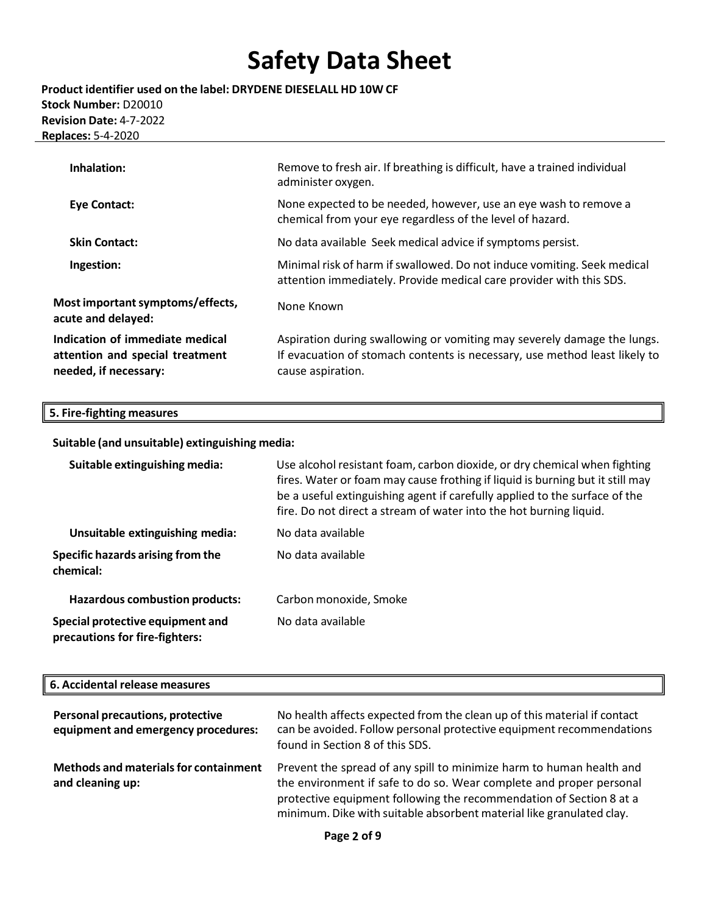| | |
|---|---|
| **Inhalation:** | Remove to fresh air. If breathing is difficult, have a trained individual administer oxygen. |
| **Eye Contact:** | None expected to be needed, however, use an eye wash to remove a chemical from your eye regardless of the level of hazard. |
| **Skin Contact:** | No data available Seek medical advice if symptoms persist. |
| **Ingestion:** | Minimal risk of harm if swallowed. Do not induce vomiting. Seek medical attention immediately. Provide medical care provider with this SDS. |
| **Most important symptoms/effects, acute and delayed:** | None Known |
| **Indication of immediate medical attention and special treatment needed, if necessary:** | Aspiration during swallowing or vomiting may severely damage the lungs. If evacuation of stomach contents is necessary, use method least likely to cause aspiration. |

## 5. Fire-fighting measures

**Suitable (and unsuitable) extinguishing media:**

| | |
|---|---|
| **Suitable extinguishing media:** | Use alcohol resistant foam, carbon dioxide, or dry chemical when fighting fires. Water or foam may cause frothing if liquid is burning but it still may be a useful extinguishing agent if carefully applied to the surface of the fire. Do not direct a stream of water into the hot burning liquid. |
| **Unsuitable extinguishing media:** | No data available |
| **Specific hazards arising from the chemical:** | No data available |
| **Hazardous combustion products:** | Carbon monoxide, Smoke |
| **Special protective equipment and precautions for fire-fighters:** | No data available |

## 6. Accidental release measures

| | |
|---|---|
| **Personal precautions, protective equipment and emergency procedures:** | No health affects expected from the clean up of this material if contact can be avoided. Follow personal protective equipment recommendations found in Section 8 of this SDS. |
| **Methods and materials for containment and cleaning up:** | Prevent the spread of any spill to minimize harm to human health and the environment if safe to do so. Wear complete and proper personal protective equipment following the recommendation of Section 8 at a minimum. Dike with suitable absorbent material like granulated clay. |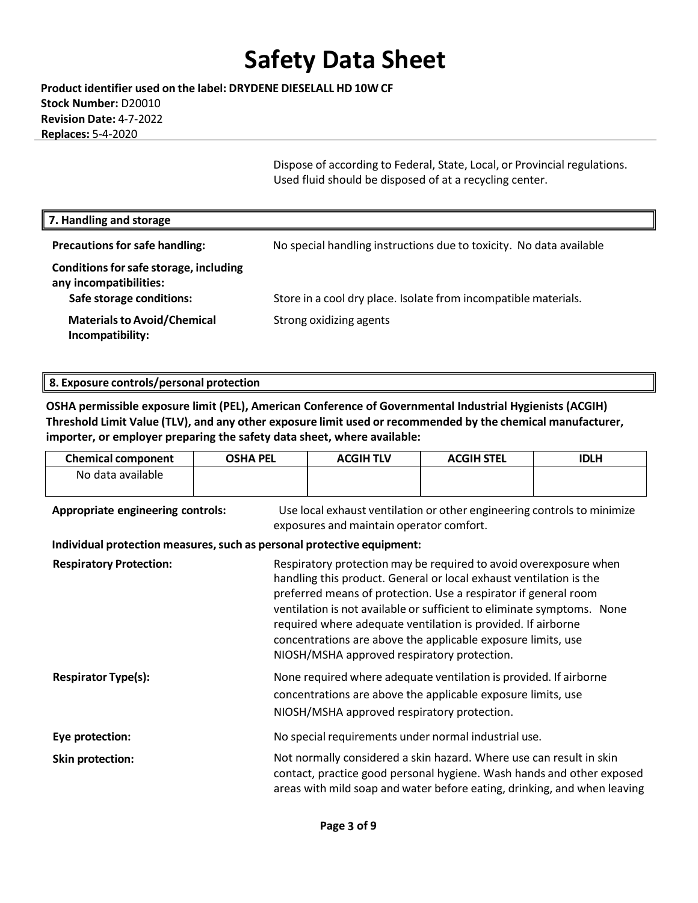Dispose of according to Federal, State, Local, or Provincial regulations. Used fluid should be disposed of at a recycling center.

## 7. Handling and storage

**Precautions for safe handling:** No special handling instructions due to toxicity. No data available

**Conditions for safe storage, including any incompatibilities:**

**Safe storage conditions:** Store in a cool dry place. Isolate from incompatible materials.

**Materials to Avoid/Chemical Incompatibility:** Strong oxidizing agents

## 8. Exposure controls/personal protection

**OSHA permissible exposure limit (PEL), American Conference of Governmental Industrial Hygienists (ACGIH) Threshold Limit Value (TLV), and any other exposure limit used or recommended by the chemical manufacturer, importer, or employer preparing the safety data sheet, where available:**

| Chemical component | OSHA PEL | ACGIH TLV | ACGIH STEL | IDLH |
|---|---|---|---|---|
| No data available | | | | |

**Appropriate engineering controls:** Use local exhaust ventilation or other engineering controls to minimize exposures and maintain operator comfort.

**Individual protection measures, such as personal protective equipment:**

**Respiratory Protection:** Respiratory protection may be required to avoid overexposure when handling this product. General or local exhaust ventilation is the preferred means of protection. Use a respirator if general room ventilation is not available or sufficient to eliminate symptoms. None required where adequate ventilation is provided. If airborne concentrations are above the applicable exposure limits, use NIOSH/MSHA approved respiratory protection.

**Respirator Type(s):** None required where adequate ventilation is provided. If airborne concentrations are above the applicable exposure limits, use NIOSH/MSHA approved respiratory protection.

**Eye protection:** No special requirements under normal industrial use.

**Skin protection:** Not normally considered a skin hazard. Where use can result in skin contact, practice good personal hygiene. Wash hands and other exposed areas with mild soap and water before eating, drinking, and when leaving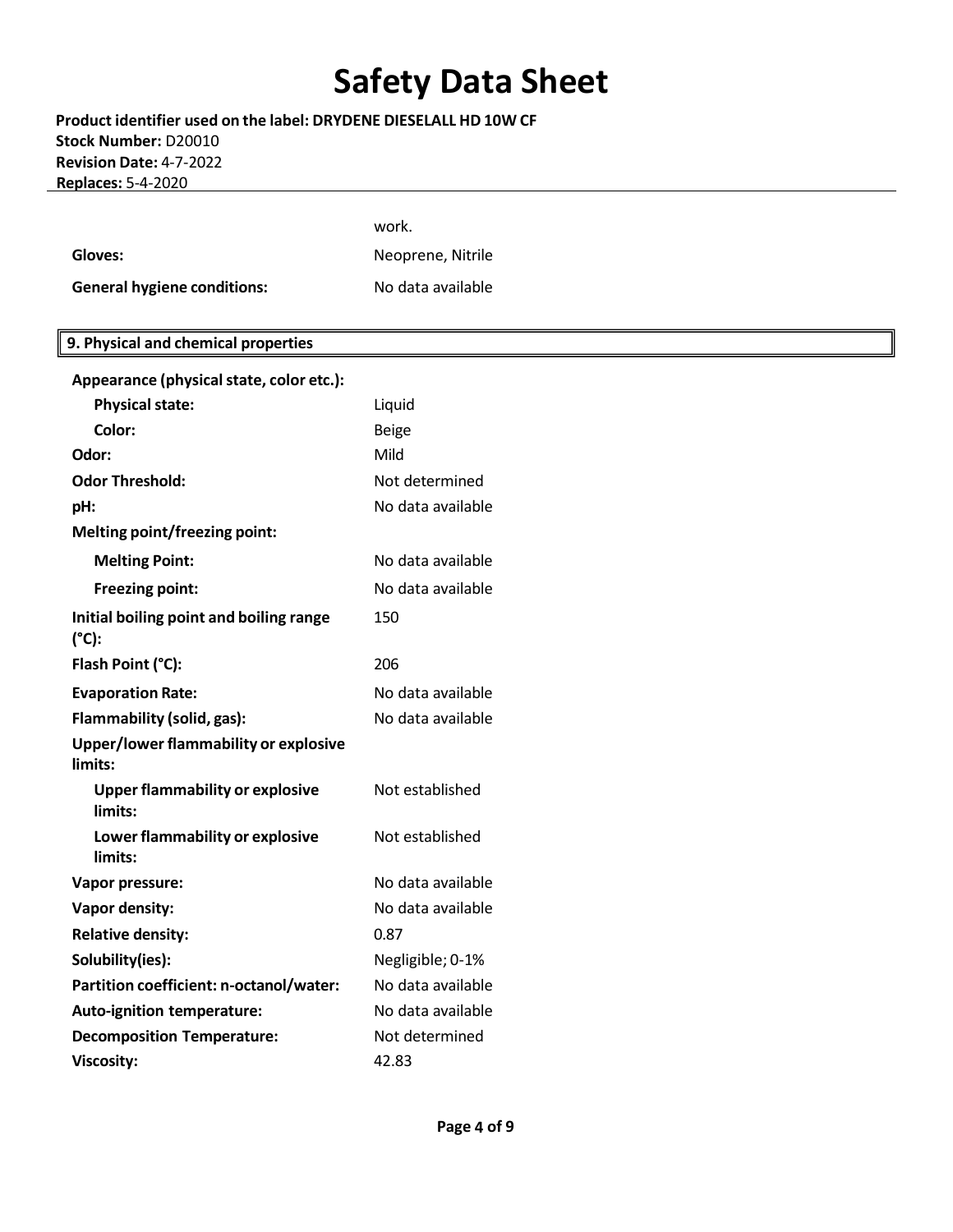| | |
|---|---|
| | work. |
| **Gloves:** | Neoprene, Nitrile |
| **General hygiene conditions:** | No data available |

## 9. Physical and chemical properties

| | |
|---|---|
| **Appearance (physical state, color etc.):** | |
| **Physical state:** | Liquid |
| **Color:** | Beige |
| **Odor:** | Mild |
| **Odor Threshold:** | Not determined |
| **pH:** | No data available |
| **Melting point/freezing point:** | |
| **Melting Point:** | No data available |
| **Freezing point:** | No data available |
| **Initial boiling point and boiling range (°C):** | 150 |
| **Flash Point (°C):** | 206 |
| **Evaporation Rate:** | No data available |
| **Flammability (solid, gas):** | No data available |
| **Upper/lower flammability or explosive limits:** | |
| **Upper flammability or explosive limits:** | Not established |
| **Lower flammability or explosive limits:** | Not established |
| **Vapor pressure:** | No data available |
| **Vapor density:** | No data available |
| **Relative density:** | 0.87 |
| **Solubility(ies):** | Negligible; 0-1% |
| **Partition coefficient: n-octanol/water:** | No data available |
| **Auto-ignition temperature:** | No data available |
| **Decomposition Temperature:** | Not determined |
| **Viscosity:** | 42.83 |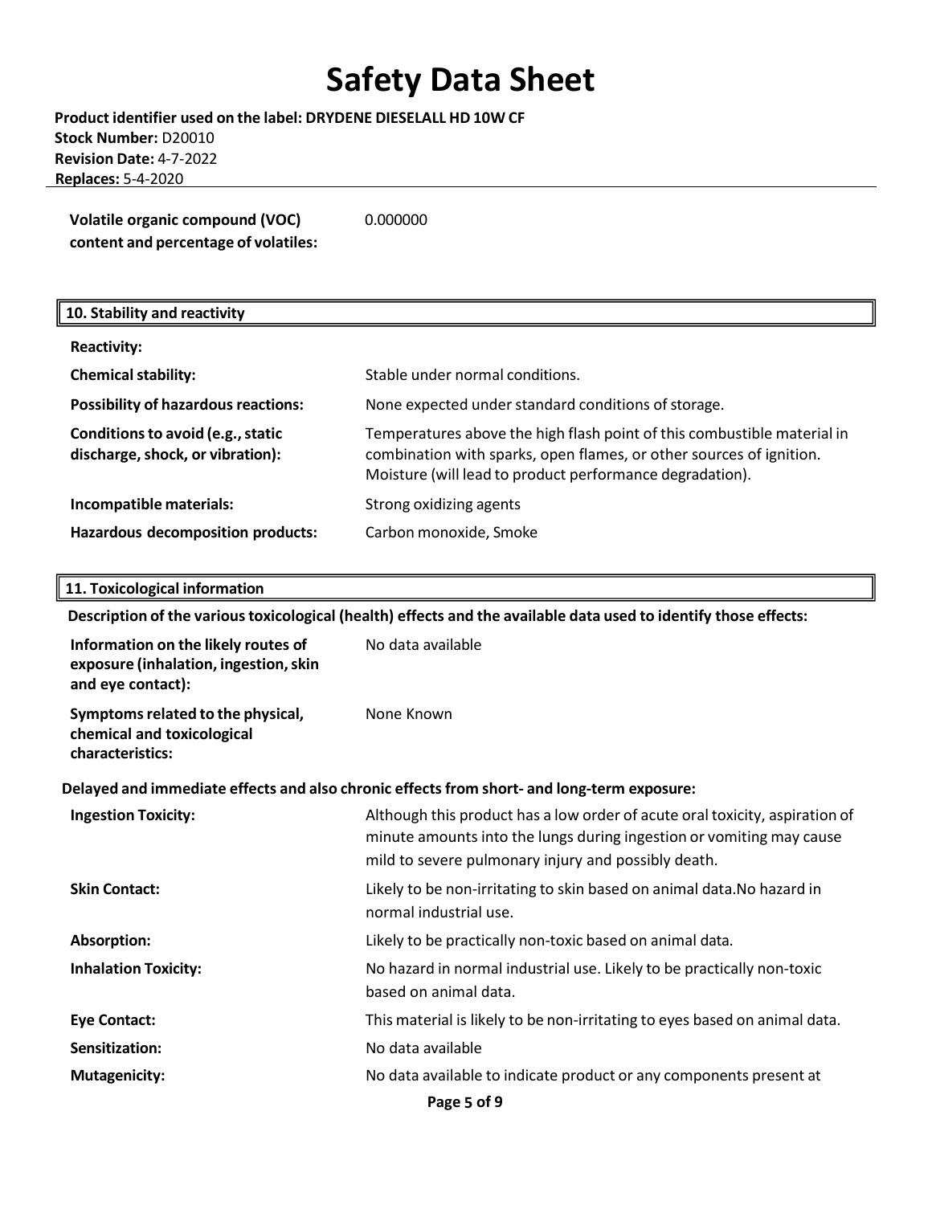| | |
|---|---|
| **Volatile organic compound (VOC) content and percentage of volatiles:** | 0.000000 |

## 10. Stability and reactivity

| | |
|---|---|
| **Reactivity:** | |
| **Chemical stability:** | Stable under normal conditions. |
| **Possibility of hazardous reactions:** | None expected under standard conditions of storage. |
| **Conditions to avoid (e.g., static discharge, shock, or vibration):** | Temperatures above the high flash point of this combustible material in combination with sparks, open flames, or other sources of ignition. Moisture (will lead to product performance degradation). |
| **Incompatible materials:** | Strong oxidizing agents |
| **Hazardous decomposition products:** | Carbon monoxide, Smoke |

## 11. Toxicological information

**Description of the various toxicological (health) effects and the available data used to identify those effects:**

| | |
|---|---|
| **Information on the likely routes of exposure (inhalation, ingestion, skin and eye contact):** | No data available |
| **Symptoms related to the physical, chemical and toxicological characteristics:** | None Known |

**Delayed and immediate effects and also chronic effects from short- and long-term exposure:**

| | |
|---|---|
| **Ingestion Toxicity:** | Although this product has a low order of acute oral toxicity, aspiration of minute amounts into the lungs during ingestion or vomiting may cause mild to severe pulmonary injury and possibly death. |
| **Skin Contact:** | Likely to be non-irritating to skin based on animal data.No hazard in normal industrial use. |
| **Absorption:** | Likely to be practically non-toxic based on animal data. |
| **Inhalation Toxicity:** | No hazard in normal industrial use. Likely to be practically non-toxic based on animal data. |
| **Eye Contact:** | This material is likely to be non-irritating to eyes based on animal data. |
| **Sensitization:** | No data available |
| **Mutagenicity:** | No data available to indicate product or any components present at |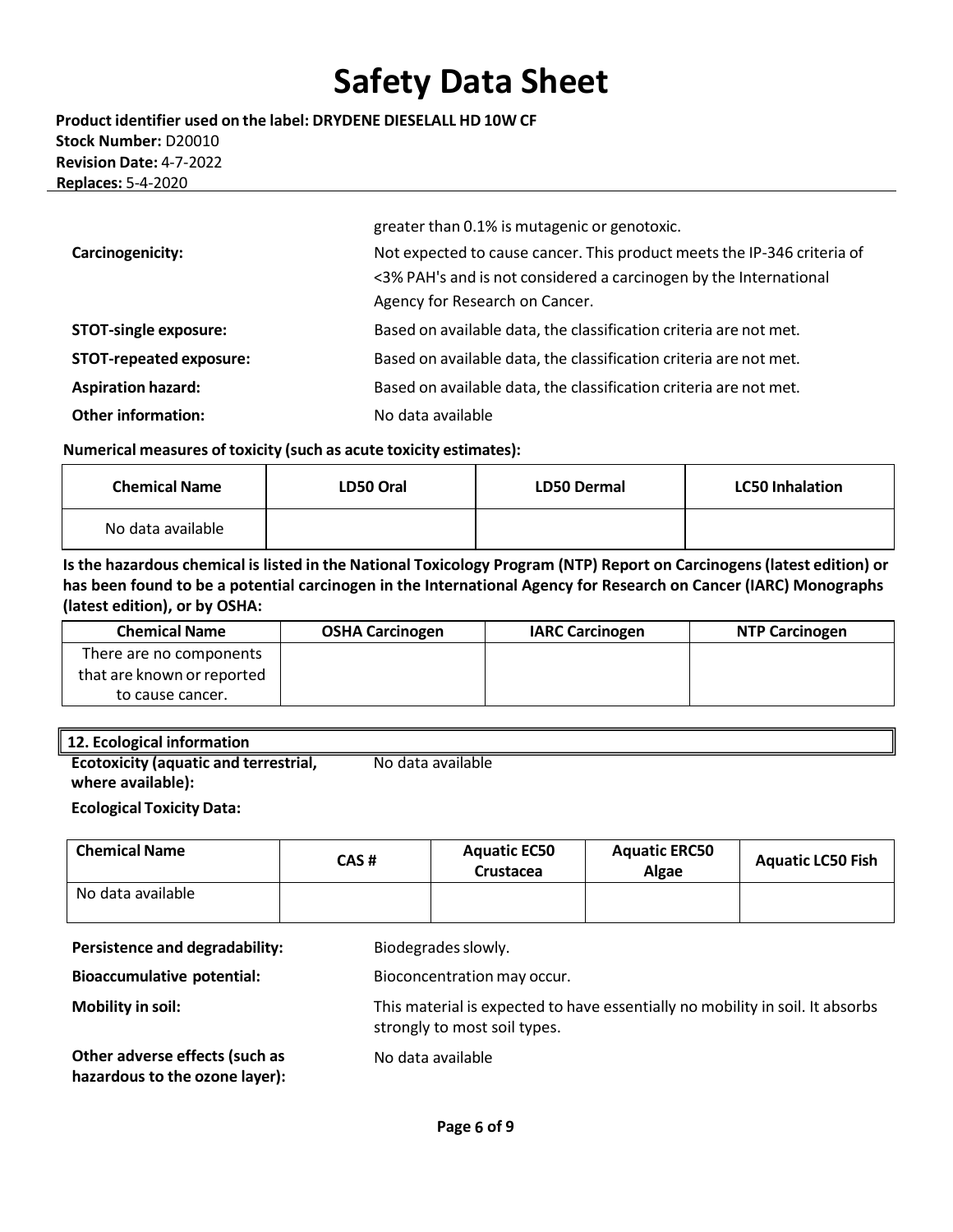greater than 0.1% is mutagenic or genotoxic.

**Carcinogenicity:** Not expected to cause cancer. This product meets the IP-346 criteria of <3% PAH's and is not considered a carcinogen by the International Agency for Research on Cancer.

**STOT-single exposure:** Based on available data, the classification criteria are not met.

**STOT-repeated exposure:** Based on available data, the classification criteria are not met.

**Aspiration hazard:** Based on available data, the classification criteria are not met.

**Other information:** No data available

**Numerical measures of toxicity (such as acute toxicity estimates):**

| Chemical Name | LD50 Oral | LD50 Dermal | LC50 Inhalation |
|---|---|---|---|
| No data available | | | |

**Is the hazardous chemical is listed in the National Toxicology Program (NTP) Report on Carcinogens (latest edition) or has been found to be a potential carcinogen in the International Agency for Research on Cancer (IARC) Monographs (latest edition), or by OSHA:**

| Chemical Name | OSHA Carcinogen | IARC Carcinogen | NTP Carcinogen |
|---|---|---|---|
| There are no components that are known or reported to cause cancer. | | | |

## 12. Ecological information

**Ecotoxicity (aquatic and terrestrial, where available):** No data available

**Ecological Toxicity Data:**

| Chemical Name | CAS # | Aquatic EC50 Crustacea | Aquatic ERC50 Algae | Aquatic LC50 Fish |
|---|---|---|---|---|
| No data available | | | | |

**Persistence and degradability:** Biodegrades slowly.

**Bioaccumulative potential:** Bioconcentration may occur.

**Mobility in soil:** This material is expected to have essentially no mobility in soil. It absorbs strongly to most soil types.

**Other adverse effects (such as hazardous to the ozone layer):** No data available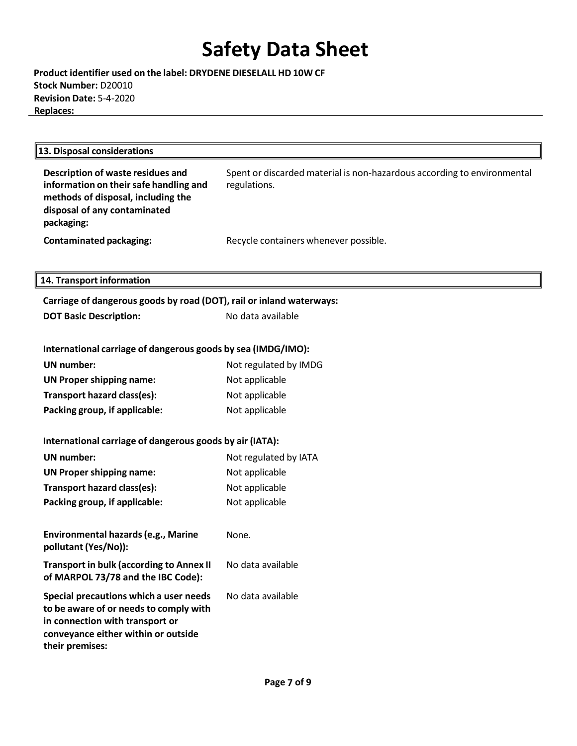## 13. Disposal considerations

| | |
|---|---|
| **Description of waste residues and information on their safe handling and methods of disposal, including the disposal of any contaminated packaging:** | Spent or discarded material is non-hazardous according to environmental regulations. |
| **Contaminated packaging:** | Recycle containers whenever possible. |

## 14. Transport information

**Carriage of dangerous goods by road (DOT), rail or inland waterways:**

| | |
|---|---|
| **DOT Basic Description:** | No data available |

**International carriage of dangerous goods by sea (IMDG/IMO):**

| | |
|---|---|
| **UN number:** | Not regulated by IMDG |
| **UN Proper shipping name:** | Not applicable |
| **Transport hazard class(es):** | Not applicable |
| **Packing group, if applicable:** | Not applicable |

**International carriage of dangerous goods by air (IATA):**

| | |
|---|---|
| **UN number:** | Not regulated by IATA |
| **UN Proper shipping name:** | Not applicable |
| **Transport hazard class(es):** | Not applicable |
| **Packing group, if applicable:** | Not applicable |

| | |
|---|---|
| **Environmental hazards (e.g., Marine pollutant (Yes/No)):** | None. |
| **Transport in bulk (according to Annex II of MARPOL 73/78 and the IBC Code):** | No data available |
| **Special precautions which a user needs to be aware of or needs to comply with in connection with transport or conveyance either within or outside their premises:** | No data available |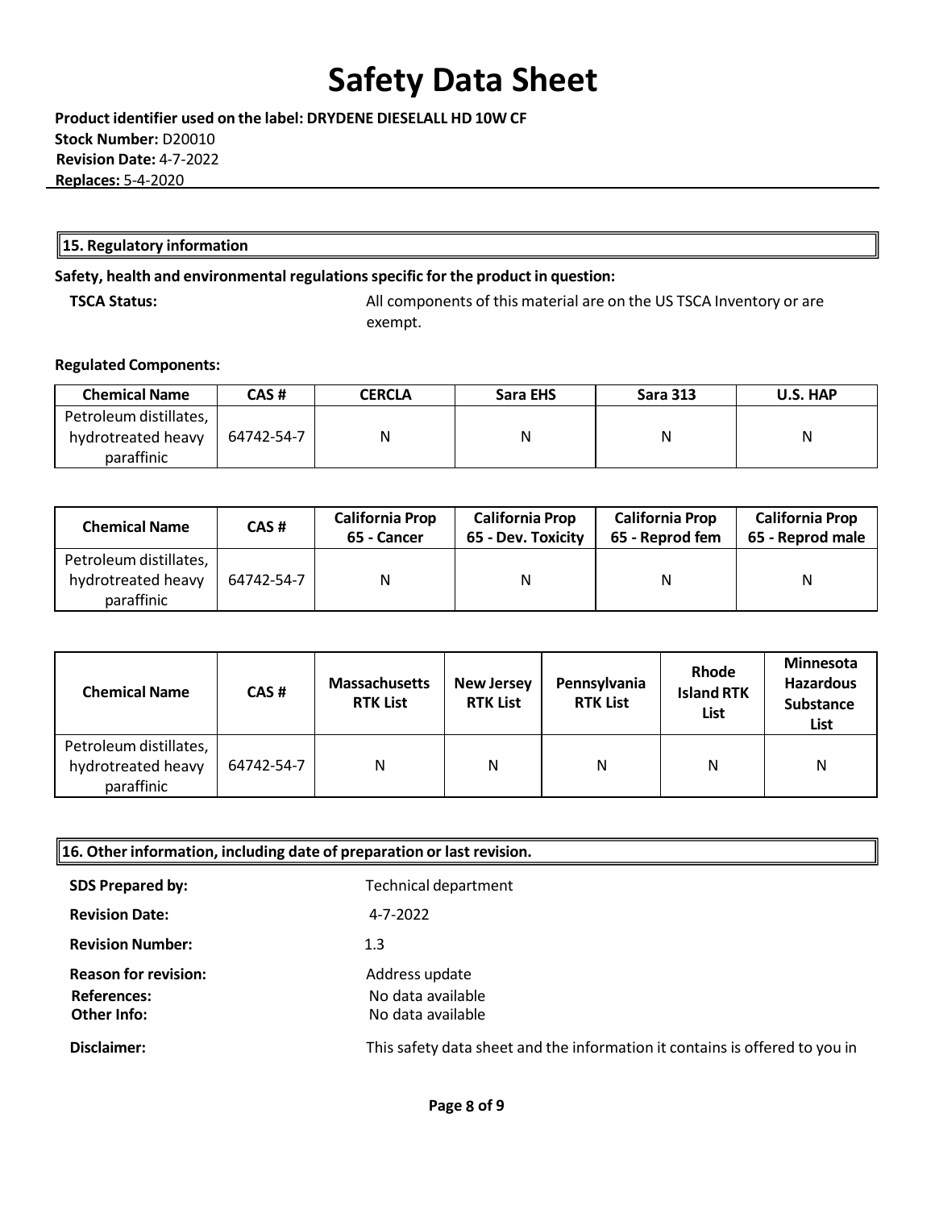# Safety Data Sheet

**Product identifier used on the label: DRYDENE DIESELALL HD 10W CF**
**Stock Number:** D20010
**Revision Date:** 4-7-2022
**Replaces:** 5-4-2020

## 15. Regulatory information

**Safety, health and environmental regulations specific for the product in question:**

**TSCA Status:** All components of this material are on the US TSCA Inventory or are exempt.

**Regulated Components:**

| Chemical Name | CAS # | CERCLA | Sara EHS | Sara 313 | U.S. HAP |
|---|---|---|---|---|---|
| Petroleum distillates, hydrotreated heavy paraffinic | 64742-54-7 | N | N | N | N |

| Chemical Name | CAS # | California Prop 65 - Cancer | California Prop 65 - Dev. Toxicity | California Prop 65 - Reprod fem | California Prop 65 - Reprod male |
|---|---|---|---|---|---|
| Petroleum distillates, hydrotreated heavy paraffinic | 64742-54-7 | N | N | N | N |

| Chemical Name | CAS # | Massachusetts RTK List | New Jersey RTK List | Pennsylvania RTK List | Rhode Island RTK List | Minnesota Hazardous Substance List |
|---|---|---|---|---|---|---|
| Petroleum distillates, hydrotreated heavy paraffinic | 64742-54-7 | N | N | N | N | N |

## 16. Other information, including date of preparation or last revision.

**SDS Prepared by:** Technical department

**Revision Date:** 4-7-2022

**Revision Number:** 1.3

**Reason for revision:** Address update

**References:** No data available

**Other Info:** No data available

**Disclaimer:** This safety data sheet and the information it contains is offered to you in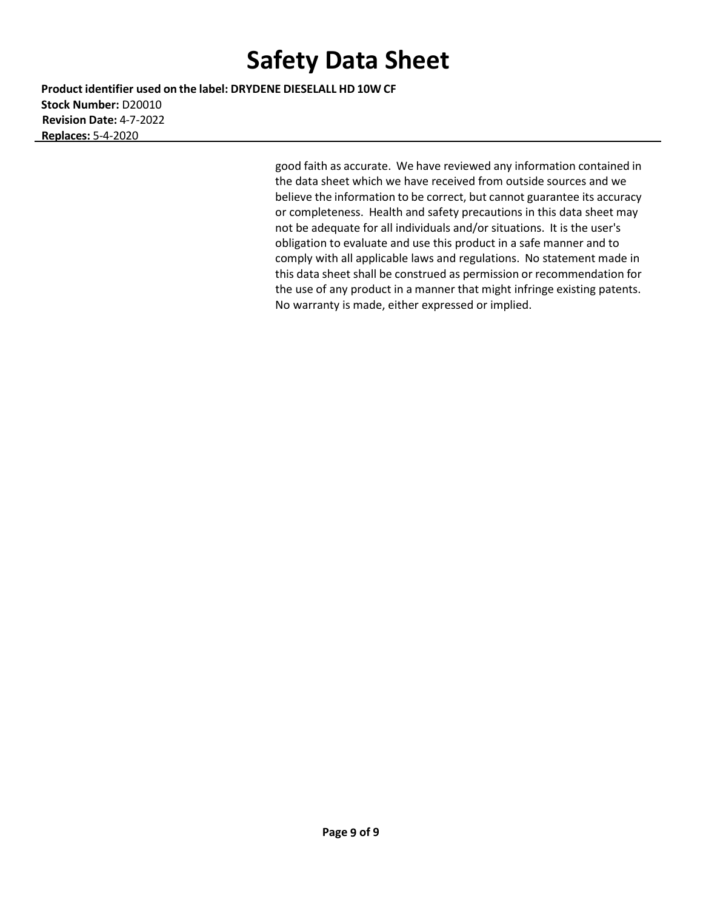good faith as accurate. We have reviewed any information contained in the data sheet which we have received from outside sources and we believe the information to be correct, but cannot guarantee its accuracy or completeness. Health and safety precautions in this data sheet may not be adequate for all individuals and/or situations. It is the user's obligation to evaluate and use this product in a safe manner and to comply with all applicable laws and regulations. No statement made in this data sheet shall be construed as permission or recommendation for the use of any product in a manner that might infringe existing patents. No warranty is made, either expressed or implied.